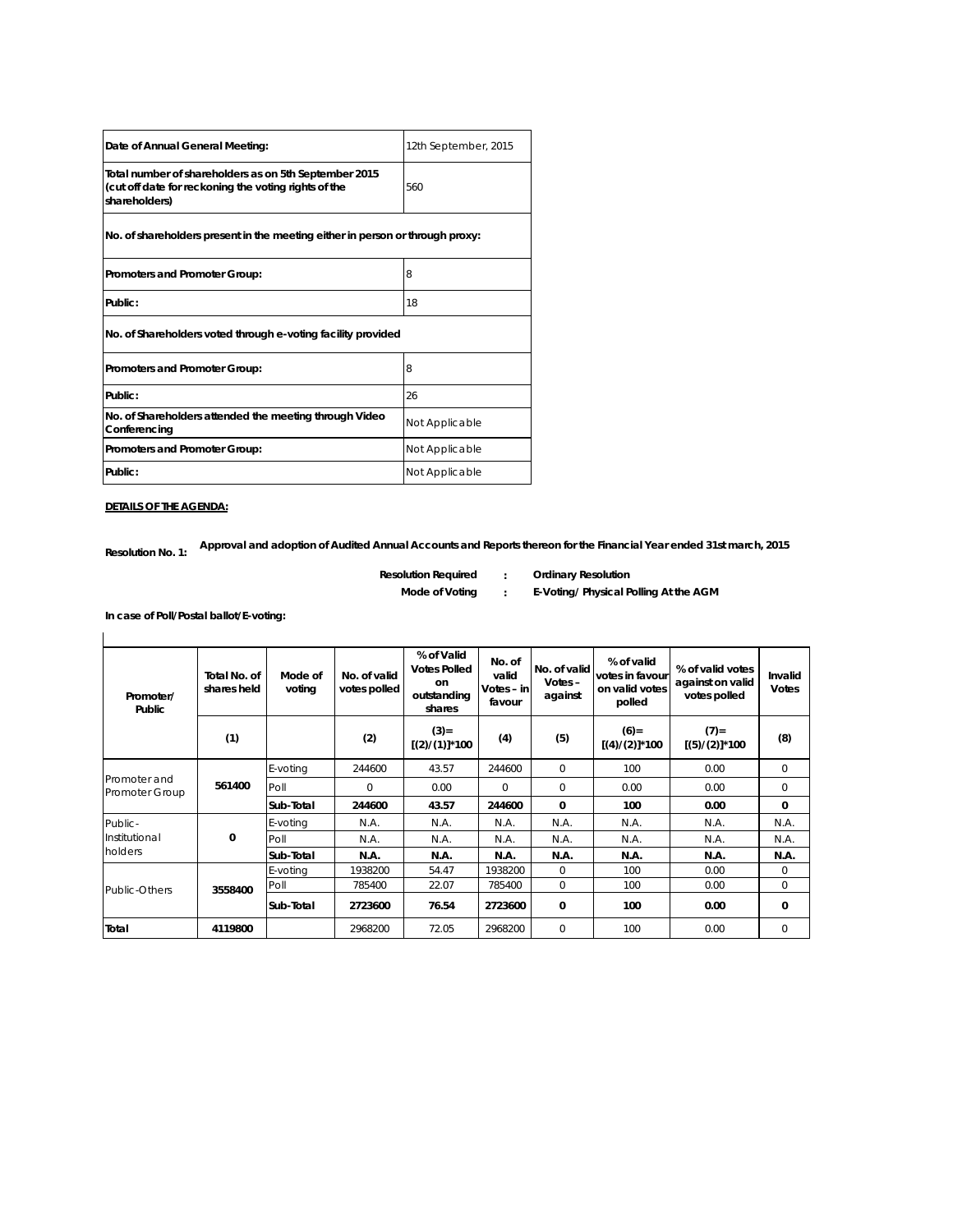| Date of Annual General Meeting: | 12th September, 2015 |
|---|---|
| Total number of shareholders as on 5th September 2015 (cut off date for reckoning the voting rights of the shareholders) | 560 |
| **No. of shareholders present in the meeting either in person or through proxy:** | |
| Promoters and Promoter Group: | 8 |
| Public: | 18 |
| **No. of Shareholders voted through e-voting facility provided** | |
| Promoters and Promoter Group: | 8 |
| Public: | 26 |
| No. of Shareholders attended the meeting through Video Conferencing | Not Applicable |
| Promoters and Promoter Group: | Not Applicable |
| Public: | Not Applicable |

**DETAILS OF THE AGENDA:**

**Resolution No. 1:** **Approval and adoption of Audited Annual Accounts and Reports thereon for the Financial Year ended 31st march, 2015**

**Resolution Required : Ordinary Resolution**

**Mode of Voting : E-Voting/ Physical Polling At the AGM**

**In case of Poll/Postal ballot/E-voting:**

| Promoter/ Public | Total No. of shares held | Mode of voting | No. of valid votes polled | % of Valid Votes Polled on outstanding shares | No. of valid Votes – in favour | No. of valid Votes – against | % of valid votes in favour on valid votes polled | % of valid votes against on valid votes polled | Invalid Votes |
|---|---|---|---|---|---|---|---|---|---|
| | (1) | | (2) | (3)= [(2)/(1)]*100 | (4) | (5) | (6)= [(4)/(2)]*100 | (7)= [(5)/(2)]*100 | (8) |
| Promoter and Promoter Group | 561400 | E-voting | 244600 | 43.57 | 244600 | 0 | 100 | 0.00 | 0 |
| | | Poll | 0 | 0.00 | 0 | 0 | 0.00 | 0.00 | 0 |
| | | **Sub-Total** | **244600** | **43.57** | **244600** | **0** | **100** | **0.00** | **0** |
| Public-Institutional holders | 0 | E-voting | N.A. | N.A. | N.A. | N.A. | N.A. | N.A. | N.A. |
| | | Poll | N.A. | N.A. | N.A. | N.A. | N.A. | N.A. | N.A. |
| | | **Sub-Total** | **N.A.** | **N.A.** | **N.A.** | **N.A.** | **N.A.** | **N.A.** | **N.A.** |
| Public-Others | 3558400 | E-voting | 1938200 | 54.47 | 1938200 | 0 | 100 | 0.00 | 0 |
| | | Poll | 785400 | 22.07 | 785400 | 0 | 100 | 0.00 | 0 |
| | | **Sub-Total** | **2723600** | **76.54** | **2723600** | **0** | **100** | **0.00** | **0** |
| **Total** | 4119800 | | 2968200 | 72.05 | 2968200 | 0 | 100 | 0.00 | 0 |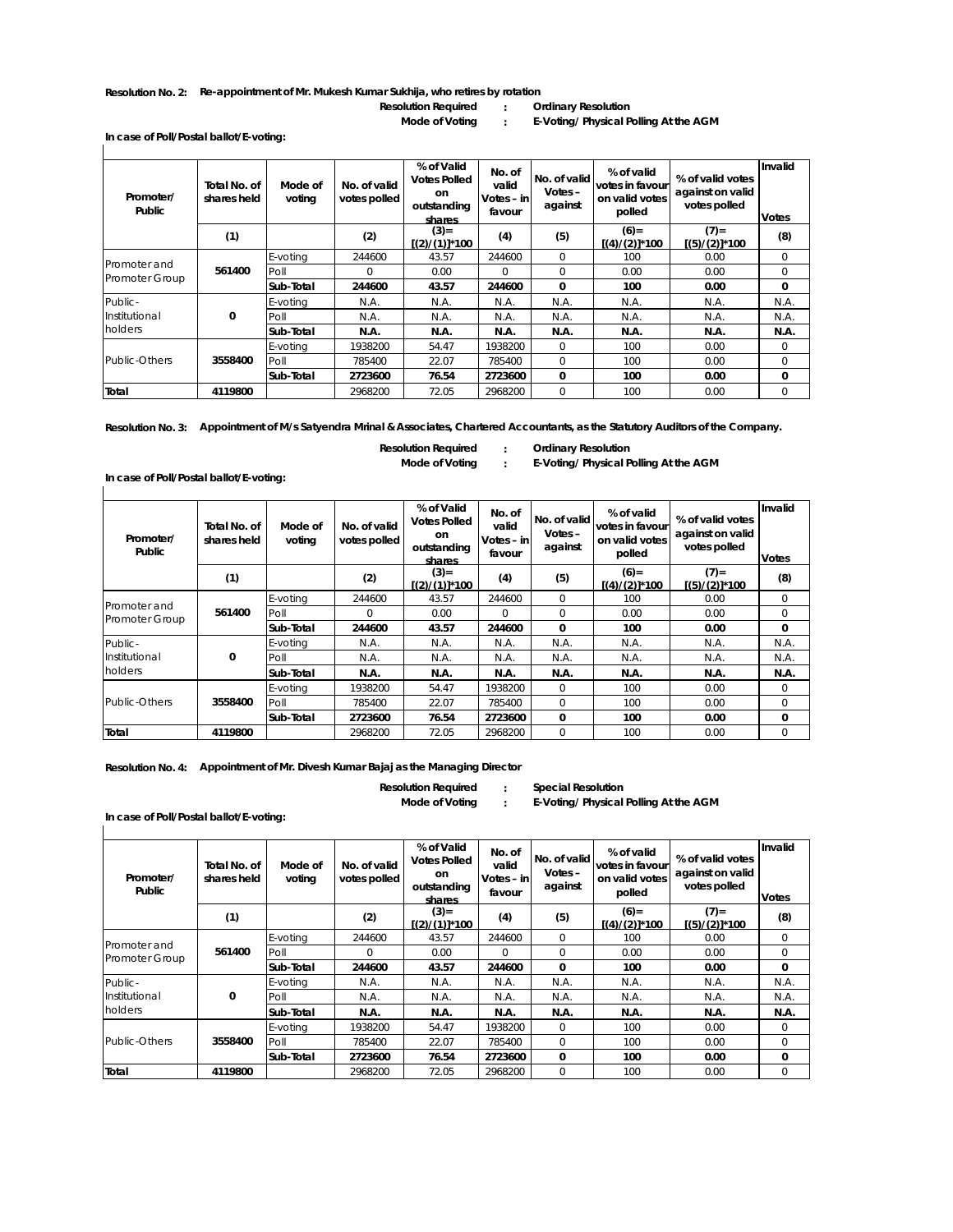**Resolution No. 2:** **Re-appointment of Mr. Mukesh Kumar Sukhija, who retires by rotation**

**Resolution Required** : **Ordinary Resolution**

**Mode of Voting** : **E-Voting/ Physical Polling At the AGM**

**In case of Poll/Postal ballot/E-voting:**

| Promoter/ Public | Total No. of shares held | Mode of voting | No. of valid votes polled | % of Valid Votes Polled on outstanding shares | No. of valid Votes – in favour | No. of valid Votes – against | % of valid votes in favour on valid votes polled | % of valid votes against on valid votes polled | Invalid Votes |
|---|---|---|---|---|---|---|---|---|---|
| | (1) | | (2) | (3)= [(2)/(1)]*100 | (4) | (5) | (6)= [(4)/(2)]*100 | (7)= [(5)/(2)]*100 | (8) |
| Promoter and Promoter Group | 561400 | E-voting | 244600 | 43.57 | 244600 | 0 | 100 | 0.00 | 0 |
| | | Poll | 0 | 0.00 | 0 | 0 | 0.00 | 0.00 | 0 |
| | | **Sub-Total** | **244600** | **43.57** | **244600** | **0** | **100** | **0.00** | **0** |
| Public- Institutional holders | 0 | E-voting | N.A. | N.A. | N.A. | N.A. | N.A. | N.A. | N.A. |
| | | Poll | N.A. | N.A. | N.A. | N.A. | N.A. | N.A. | N.A. |
| | | **Sub-Total** | **N.A.** | **N.A.** | **N.A.** | **N.A.** | **N.A.** | **N.A.** | **N.A.** |
| Public-Others | 3558400 | E-voting | 1938200 | 54.47 | 1938200 | 0 | 100 | 0.00 | 0 |
| | | Poll | 785400 | 22.07 | 785400 | 0 | 100 | 0.00 | 0 |
| | | **Sub-Total** | **2723600** | **76.54** | **2723600** | **0** | **100** | **0.00** | **0** |
| **Total** | 4119800 | | 2968200 | 72.05 | 2968200 | 0 | 100 | 0.00 | 0 |

**Resolution No. 3:** **Appointment of M/s Satyendra Mrinal & Associates, Chartered Accountants, as the Statutory Auditors of the Company.**

**Resolution Required** : **Ordinary Resolution**

**Mode of Voting** : **E-Voting/ Physical Polling At the AGM**

**In case of Poll/Postal ballot/E-voting:**

| Promoter/ Public | Total No. of shares held | Mode of voting | No. of valid votes polled | % of Valid Votes Polled on outstanding shares | No. of valid Votes – in favour | No. of valid Votes – against | % of valid votes in favour on valid votes polled | % of valid votes against on valid votes polled | Invalid Votes |
|---|---|---|---|---|---|---|---|---|---|
| | (1) | | (2) | (3)= [(2)/(1)]*100 | (4) | (5) | (6)= [(4)/(2)]*100 | (7)= [(5)/(2)]*100 | (8) |
| Promoter and Promoter Group | 561400 | E-voting | 244600 | 43.57 | 244600 | 0 | 100 | 0.00 | 0 |
| | | Poll | 0 | 0.00 | 0 | 0 | 0.00 | 0.00 | 0 |
| | | **Sub-Total** | **244600** | **43.57** | **244600** | **0** | **100** | **0.00** | **0** |
| Public- Institutional holders | 0 | E-voting | N.A. | N.A. | N.A. | N.A. | N.A. | N.A. | N.A. |
| | | Poll | N.A. | N.A. | N.A. | N.A. | N.A. | N.A. | N.A. |
| | | **Sub-Total** | **N.A.** | **N.A.** | **N.A.** | **N.A.** | **N.A.** | **N.A.** | **N.A.** |
| Public-Others | 3558400 | E-voting | 1938200 | 54.47 | 1938200 | 0 | 100 | 0.00 | 0 |
| | | Poll | 785400 | 22.07 | 785400 | 0 | 100 | 0.00 | 0 |
| | | **Sub-Total** | **2723600** | **76.54** | **2723600** | **0** | **100** | **0.00** | **0** |
| **Total** | 4119800 | | 2968200 | 72.05 | 2968200 | 0 | 100 | 0.00 | 0 |

**Resolution No. 4:** **Appointment of Mr. Divesh Kumar Bajaj as the Managing Director**

**Resolution Required** : **Special Resolution**

**Mode of Voting** : **E-Voting/ Physical Polling At the AGM**

**In case of Poll/Postal ballot/E-voting:**

| Promoter/ Public | Total No. of shares held | Mode of voting | No. of valid votes polled | % of Valid Votes Polled on outstanding shares | No. of valid Votes – in favour | No. of valid Votes – against | % of valid votes in favour on valid votes polled | % of valid votes against on valid votes polled | Invalid Votes |
|---|---|---|---|---|---|---|---|---|---|
| | (1) | | (2) | (3)= [(2)/(1)]*100 | (4) | (5) | (6)= [(4)/(2)]*100 | (7)= [(5)/(2)]*100 | (8) |
| Promoter and Promoter Group | 561400 | E-voting | 244600 | 43.57 | 244600 | 0 | 100 | 0.00 | 0 |
| | | Poll | 0 | 0.00 | 0 | 0 | 0.00 | 0.00 | 0 |
| | | **Sub-Total** | **244600** | **43.57** | **244600** | **0** | **100** | **0.00** | **0** |
| Public- Institutional holders | 0 | E-voting | N.A. | N.A. | N.A. | N.A. | N.A. | N.A. | N.A. |
| | | Poll | N.A. | N.A. | N.A. | N.A. | N.A. | N.A. | N.A. |
| | | **Sub-Total** | **N.A.** | **N.A.** | **N.A.** | **N.A.** | **N.A.** | **N.A.** | **N.A.** |
| Public-Others | 3558400 | E-voting | 1938200 | 54.47 | 1938200 | 0 | 100 | 0.00 | 0 |
| | | Poll | 785400 | 22.07 | 785400 | 0 | 100 | 0.00 | 0 |
| | | **Sub-Total** | **2723600** | **76.54** | **2723600** | **0** | **100** | **0.00** | **0** |
| **Total** | 4119800 | | 2968200 | 72.05 | 2968200 | 0 | 100 | 0.00 | 0 |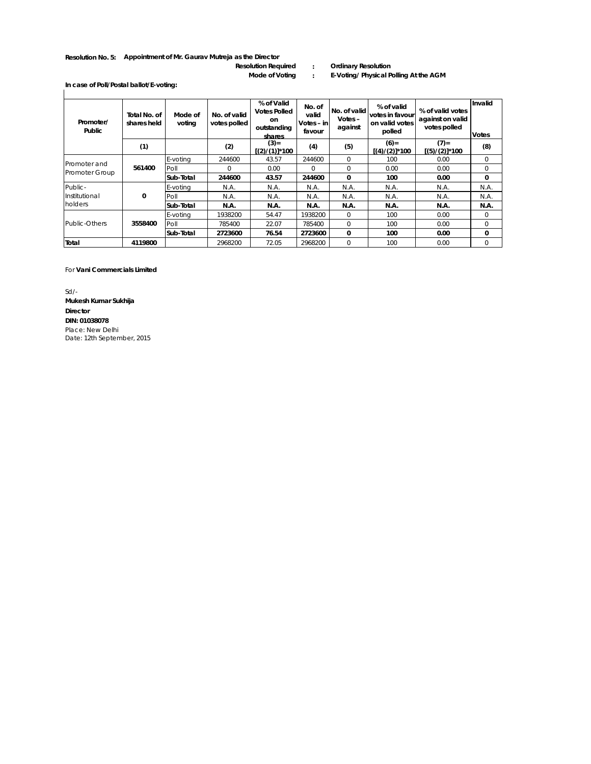**Resolution No. 5: Appointment of Mr. Gaurav Mutreja as the Director**

**Resolution Required : Ordinary Resolution**

**Mode of Voting : E-Voting/ Physical Polling At the AGM**

**In case of Poll/Postal ballot/E-voting:**

| Promoter/ Public | Total No. of shares held | Mode of voting | No. of valid votes polled | % of Valid Votes Polled on outstanding shares | No. of valid Votes – in favour | No. of valid Votes – against | % of valid votes in favour on valid votes polled | % of valid votes against on valid votes polled | Invalid Votes |
|---|---|---|---|---|---|---|---|---|---|
| | (1) | | (2) | (3)= [(2)/(1)]*100 | (4) | (5) | (6)= [(4)/(2)]*100 | (7)= [(5)/(2)]*100 | (8) |
| Promoter and Promoter Group | 561400 | E-voting | 244600 | 43.57 | 244600 | 0 | 100 | 0.00 | 0 |
| | | Poll | 0 | 0.00 | 0 | 0 | 0.00 | 0.00 | 0 |
| | | **Sub-Total** | **244600** | **43.57** | **244600** | **0** | **100** | **0.00** | **0** |
| Public-Institutional holders | 0 | E-voting | N.A. | N.A. | N.A. | N.A. | N.A. | N.A. | N.A. |
| | | Poll | N.A. | N.A. | N.A. | N.A. | N.A. | N.A. | N.A. |
| | | **Sub-Total** | **N.A.** | **N.A.** | **N.A.** | **N.A.** | **N.A.** | **N.A.** | **N.A.** |
| Public-Others | 3558400 | E-voting | 1938200 | 54.47 | 1938200 | 0 | 100 | 0.00 | 0 |
| | | Poll | 785400 | 22.07 | 785400 | 0 | 100 | 0.00 | 0 |
| | | **Sub-Total** | **2723600** | **76.54** | **2723600** | **0** | **100** | **0.00** | **0** |
| **Total** | **4119800** | | 2968200 | 72.05 | 2968200 | 0 | 100 | 0.00 | 0 |

For **Vani Commercials Limited**

Sd/-

**Mukesh Kumar Sukhija**

**Director**

**DIN: 01038078**

Place: New Delhi

Date: 12th September, 2015